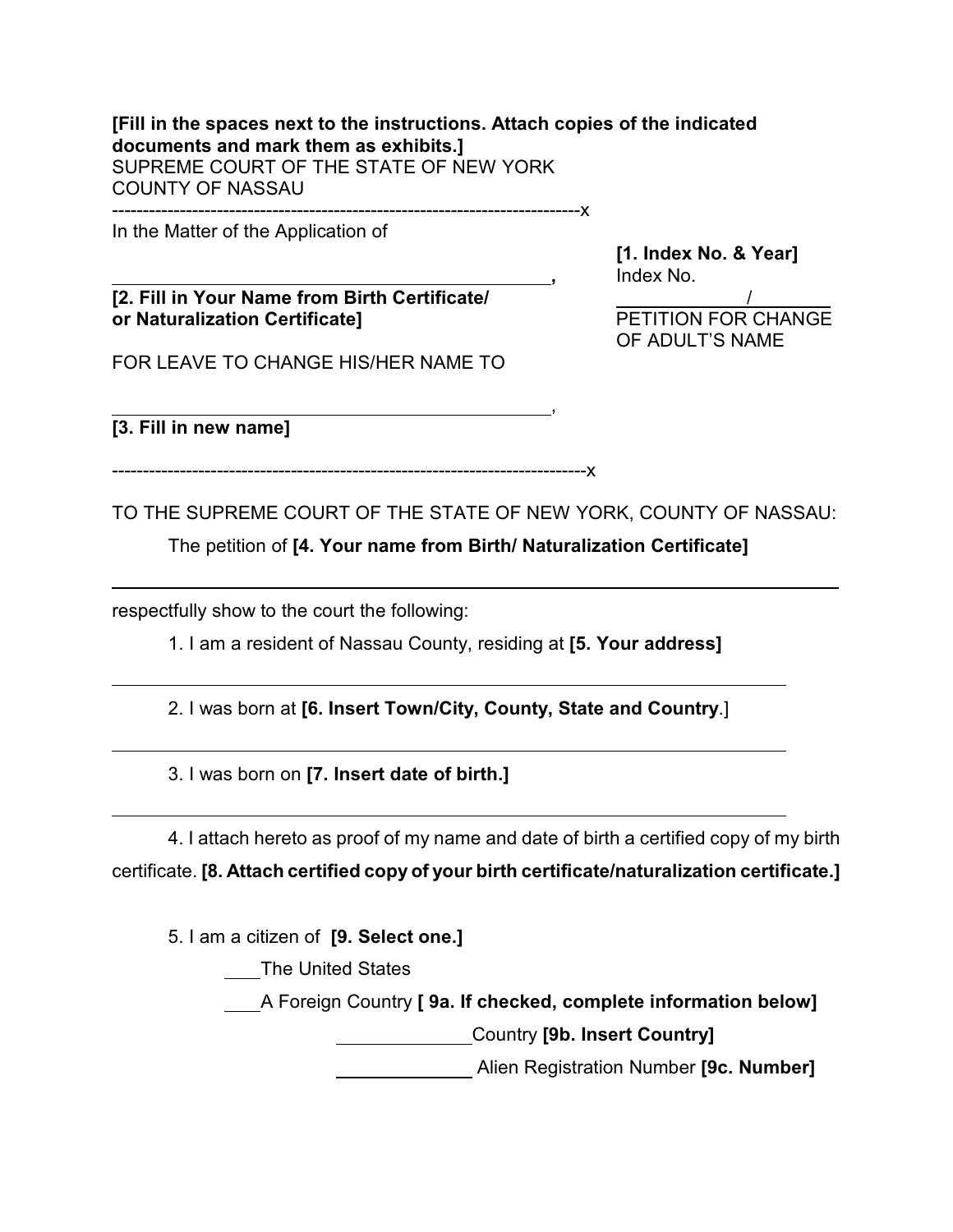**[Fill in the spaces next to the instructions. Attach copies of the indicated documents and mark them as exhibits.]**

SUPREME COURT OF THE STATE OF NEW YORK
COUNTY OF NASSAU

-----------------------------------------------------------------------------x

In the Matter of the Application of

\_\_\_\_\_\_\_\_\_\_\_\_\_\_\_\_\_\_\_\_\_\_\_\_\_\_\_\_\_\_\_\_\_\_\_\_\_\_\_\_,

**[2. Fill in Your Name from Birth Certificate/ or Naturalization Certificate]**

FOR LEAVE TO CHANGE HIS/HER NAME TO

\_\_\_\_\_\_\_\_\_\_\_\_\_\_\_\_\_\_\_\_\_\_\_\_\_\_\_\_\_\_\_\_\_\_\_\_\_\_\_\_,

**[3. Fill in new name]**

**[1. Index No. & Year]**
Index No.
\_\_\_\_\_\_\_\_\_\_/\_\_\_\_\_\_\_
PETITION FOR CHANGE OF ADULT'S NAME

-----------------------------------------------------------------------------x

TO THE SUPREME COURT OF THE STATE OF NEW YORK, COUNTY OF NASSAU:

The petition of **[4. Your name from Birth/ Naturalization Certificate]**

\_\_\_\_\_\_\_\_\_\_\_\_\_\_\_\_\_\_\_\_\_\_\_\_\_\_\_\_\_\_\_\_\_\_\_\_\_\_\_\_\_\_\_\_\_\_\_\_\_\_\_\_\_\_

respectfully show to the court the following:

1. I am a resident of Nassau County, residing at **[5. Your address]**

\_\_\_\_\_\_\_\_\_\_\_\_\_\_\_\_\_\_\_\_\_\_\_\_\_\_\_\_\_\_\_\_\_\_\_\_\_\_\_\_\_\_\_\_\_\_\_\_\_\_\_\_\_\_

2. I was born at **[6. Insert Town/City, County, State and Country**.]

\_\_\_\_\_\_\_\_\_\_\_\_\_\_\_\_\_\_\_\_\_\_\_\_\_\_\_\_\_\_\_\_\_\_\_\_\_\_\_\_\_\_\_\_\_\_\_\_\_\_\_\_\_\_

3. I was born on **[7. Insert date of birth.]**

\_\_\_\_\_\_\_\_\_\_\_\_\_\_\_\_\_\_\_\_\_\_\_\_\_\_\_\_\_\_\_\_\_\_\_\_\_\_\_\_\_\_\_\_\_\_\_\_\_\_\_\_\_\_

4. I attach hereto as proof of my name and date of birth a certified copy of my birth certificate. **[8. Attach certified copy of your birth certificate/naturalization certificate.]**

5. I am a citizen of **[9. Select one.]**

\_\_\_\_The United States

\_\_\_\_A Foreign Country **[ 9a. If checked, complete information below]**

\_\_\_\_\_\_\_\_\_\_Country **[9b. Insert Country]**

\_\_\_\_\_\_\_\_\_\_ Alien Registration Number **[9c. Number]**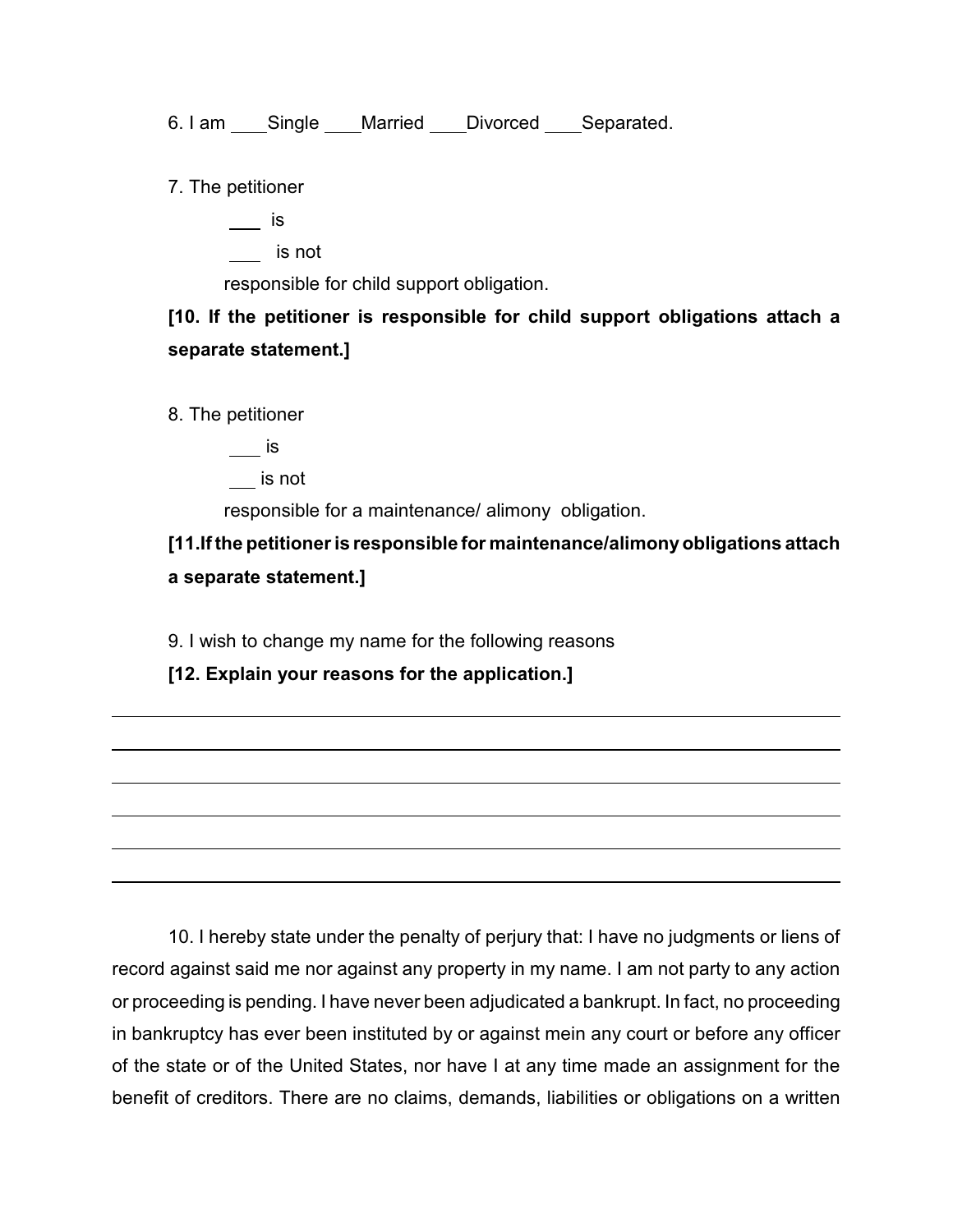6. I am ____Single ____Married ____Divorced ____Separated.

7. The petitioner

___ is

___ is not

responsible for child support obligation.

**[10. If the petitioner is responsible for child support obligations attach a separate statement.]**

8. The petitioner

___ is

___ is not

responsible for a maintenance/ alimony obligation.

**[11.If the petitioner is responsible for maintenance/alimony obligations attach a separate statement.]**

9. I wish to change my name for the following reasons

**[12. Explain your reasons for the application.]**

______________________________________________________________________________

______________________________________________________________________________

______________________________________________________________________________

______________________________________________________________________________

______________________________________________________________________________

______________________________________________________________________________

10. I hereby state under the penalty of perjury that: I have no judgments or liens of record against said me nor against any property in my name. I am not party to any action or proceeding is pending. I have never been adjudicated a bankrupt. In fact, no proceeding in bankruptcy has ever been instituted by or against mein any court or before any officer of the state or of the United States, nor have I at any time made an assignment for the benefit of creditors. There are no claims, demands, liabilities or obligations on a written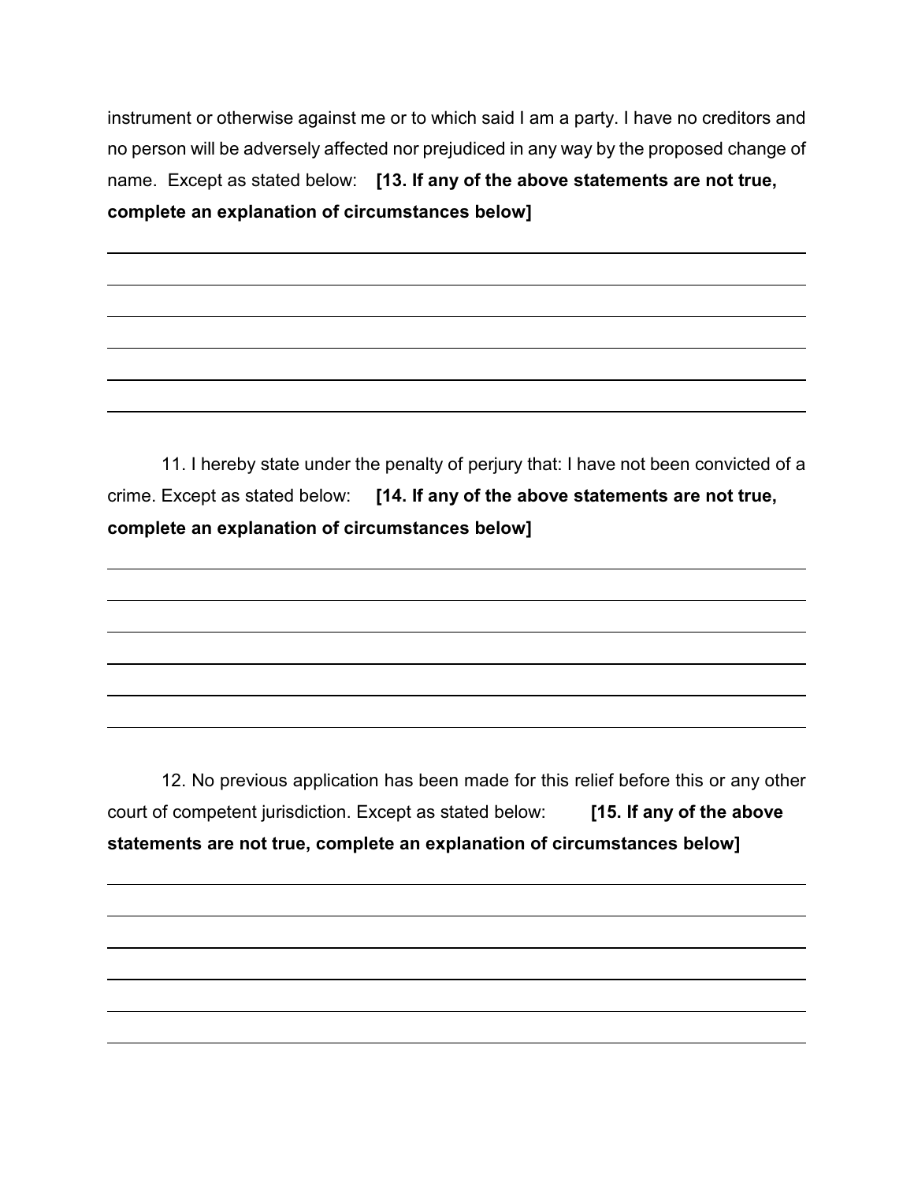instrument or otherwise against me or to which said I am a party. I have no creditors and no person will be adversely affected nor prejudiced in any way by the proposed change of name. Except as stated below: **[13. If any of the above statements are not true, complete an explanation of circumstances below]**

\_\_\_\_\_\_\_\_\_\_\_\_\_\_\_\_\_\_\_\_\_\_\_\_\_\_\_\_\_\_\_\_\_\_\_\_\_\_\_\_\_\_\_\_\_\_\_\_\_\_\_\_\_\_\_\_\_\_\_\_\_\_\_\_\_\_\_\_\_\_\_\_

\_\_\_\_\_\_\_\_\_\_\_\_\_\_\_\_\_\_\_\_\_\_\_\_\_\_\_\_\_\_\_\_\_\_\_\_\_\_\_\_\_\_\_\_\_\_\_\_\_\_\_\_\_\_\_\_\_\_\_\_\_\_\_\_\_\_\_\_\_\_\_\_

\_\_\_\_\_\_\_\_\_\_\_\_\_\_\_\_\_\_\_\_\_\_\_\_\_\_\_\_\_\_\_\_\_\_\_\_\_\_\_\_\_\_\_\_\_\_\_\_\_\_\_\_\_\_\_\_\_\_\_\_\_\_\_\_\_\_\_\_\_\_\_\_

\_\_\_\_\_\_\_\_\_\_\_\_\_\_\_\_\_\_\_\_\_\_\_\_\_\_\_\_\_\_\_\_\_\_\_\_\_\_\_\_\_\_\_\_\_\_\_\_\_\_\_\_\_\_\_\_\_\_\_\_\_\_\_\_\_\_\_\_\_\_\_\_

\_\_\_\_\_\_\_\_\_\_\_\_\_\_\_\_\_\_\_\_\_\_\_\_\_\_\_\_\_\_\_\_\_\_\_\_\_\_\_\_\_\_\_\_\_\_\_\_\_\_\_\_\_\_\_\_\_\_\_\_\_\_\_\_\_\_\_\_\_\_\_\_

\_\_\_\_\_\_\_\_\_\_\_\_\_\_\_\_\_\_\_\_\_\_\_\_\_\_\_\_\_\_\_\_\_\_\_\_\_\_\_\_\_\_\_\_\_\_\_\_\_\_\_\_\_\_\_\_\_\_\_\_\_\_\_\_\_\_\_\_\_\_\_\_

11. I hereby state under the penalty of perjury that: I have not been convicted of a crime. Except as stated below: **[14. If any of the above statements are not true, complete an explanation of circumstances below]**

\_\_\_\_\_\_\_\_\_\_\_\_\_\_\_\_\_\_\_\_\_\_\_\_\_\_\_\_\_\_\_\_\_\_\_\_\_\_\_\_\_\_\_\_\_\_\_\_\_\_\_\_\_\_\_\_\_\_\_\_\_\_\_\_\_\_\_\_\_\_\_\_

\_\_\_\_\_\_\_\_\_\_\_\_\_\_\_\_\_\_\_\_\_\_\_\_\_\_\_\_\_\_\_\_\_\_\_\_\_\_\_\_\_\_\_\_\_\_\_\_\_\_\_\_\_\_\_\_\_\_\_\_\_\_\_\_\_\_\_\_\_\_\_\_

\_\_\_\_\_\_\_\_\_\_\_\_\_\_\_\_\_\_\_\_\_\_\_\_\_\_\_\_\_\_\_\_\_\_\_\_\_\_\_\_\_\_\_\_\_\_\_\_\_\_\_\_\_\_\_\_\_\_\_\_\_\_\_\_\_\_\_\_\_\_\_\_

\_\_\_\_\_\_\_\_\_\_\_\_\_\_\_\_\_\_\_\_\_\_\_\_\_\_\_\_\_\_\_\_\_\_\_\_\_\_\_\_\_\_\_\_\_\_\_\_\_\_\_\_\_\_\_\_\_\_\_\_\_\_\_\_\_\_\_\_\_\_\_\_

\_\_\_\_\_\_\_\_\_\_\_\_\_\_\_\_\_\_\_\_\_\_\_\_\_\_\_\_\_\_\_\_\_\_\_\_\_\_\_\_\_\_\_\_\_\_\_\_\_\_\_\_\_\_\_\_\_\_\_\_\_\_\_\_\_\_\_\_\_\_\_\_

\_\_\_\_\_\_\_\_\_\_\_\_\_\_\_\_\_\_\_\_\_\_\_\_\_\_\_\_\_\_\_\_\_\_\_\_\_\_\_\_\_\_\_\_\_\_\_\_\_\_\_\_\_\_\_\_\_\_\_\_\_\_\_\_\_\_\_\_\_\_\_\_

12. No previous application has been made for this relief before this or any other court of competent jurisdiction. Except as stated below: **[15. If any of the above statements are not true, complete an explanation of circumstances below]**

\_\_\_\_\_\_\_\_\_\_\_\_\_\_\_\_\_\_\_\_\_\_\_\_\_\_\_\_\_\_\_\_\_\_\_\_\_\_\_\_\_\_\_\_\_\_\_\_\_\_\_\_\_\_\_\_\_\_\_\_\_\_\_\_\_\_\_\_\_\_\_\_

\_\_\_\_\_\_\_\_\_\_\_\_\_\_\_\_\_\_\_\_\_\_\_\_\_\_\_\_\_\_\_\_\_\_\_\_\_\_\_\_\_\_\_\_\_\_\_\_\_\_\_\_\_\_\_\_\_\_\_\_\_\_\_\_\_\_\_\_\_\_\_\_

\_\_\_\_\_\_\_\_\_\_\_\_\_\_\_\_\_\_\_\_\_\_\_\_\_\_\_\_\_\_\_\_\_\_\_\_\_\_\_\_\_\_\_\_\_\_\_\_\_\_\_\_\_\_\_\_\_\_\_\_\_\_\_\_\_\_\_\_\_\_\_\_

\_\_\_\_\_\_\_\_\_\_\_\_\_\_\_\_\_\_\_\_\_\_\_\_\_\_\_\_\_\_\_\_\_\_\_\_\_\_\_\_\_\_\_\_\_\_\_\_\_\_\_\_\_\_\_\_\_\_\_\_\_\_\_\_\_\_\_\_\_\_\_\_

\_\_\_\_\_\_\_\_\_\_\_\_\_\_\_\_\_\_\_\_\_\_\_\_\_\_\_\_\_\_\_\_\_\_\_\_\_\_\_\_\_\_\_\_\_\_\_\_\_\_\_\_\_\_\_\_\_\_\_\_\_\_\_\_\_\_\_\_\_\_\_\_

\_\_\_\_\_\_\_\_\_\_\_\_\_\_\_\_\_\_\_\_\_\_\_\_\_\_\_\_\_\_\_\_\_\_\_\_\_\_\_\_\_\_\_\_\_\_\_\_\_\_\_\_\_\_\_\_\_\_\_\_\_\_\_\_\_\_\_\_\_\_\_\_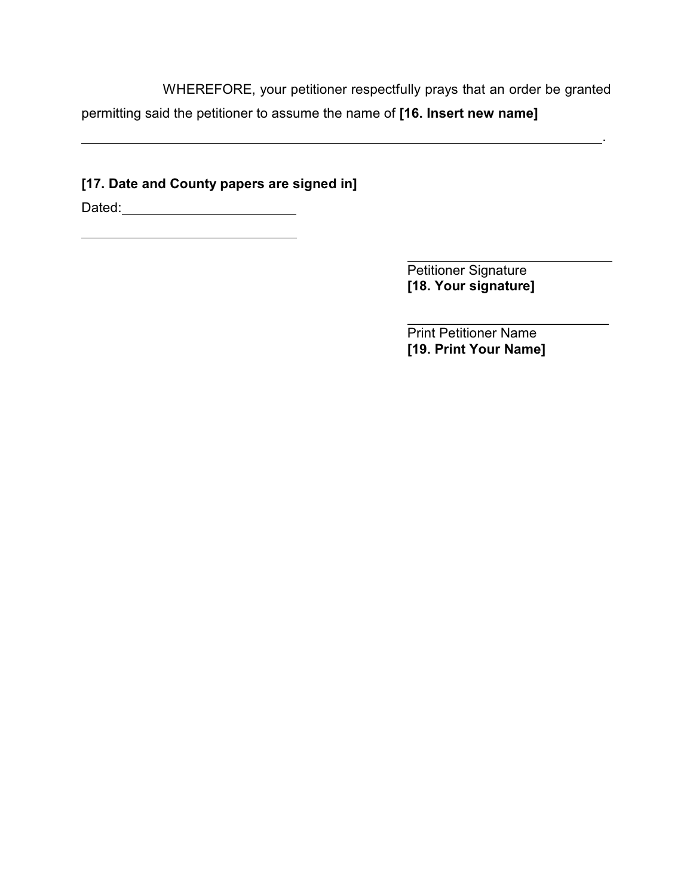WHEREFORE, your petitioner respectfully prays that an order be granted permitting said the petitioner to assume the name of **[16. Insert new name]**

______________________________________________________________________.

**[17. Date and County papers are signed in]**

Dated: ______________________

______________________________

______________________________
Petitioner Signature
**[18. Your signature]**

______________________________
Print Petitioner Name
**[19. Print Your Name]**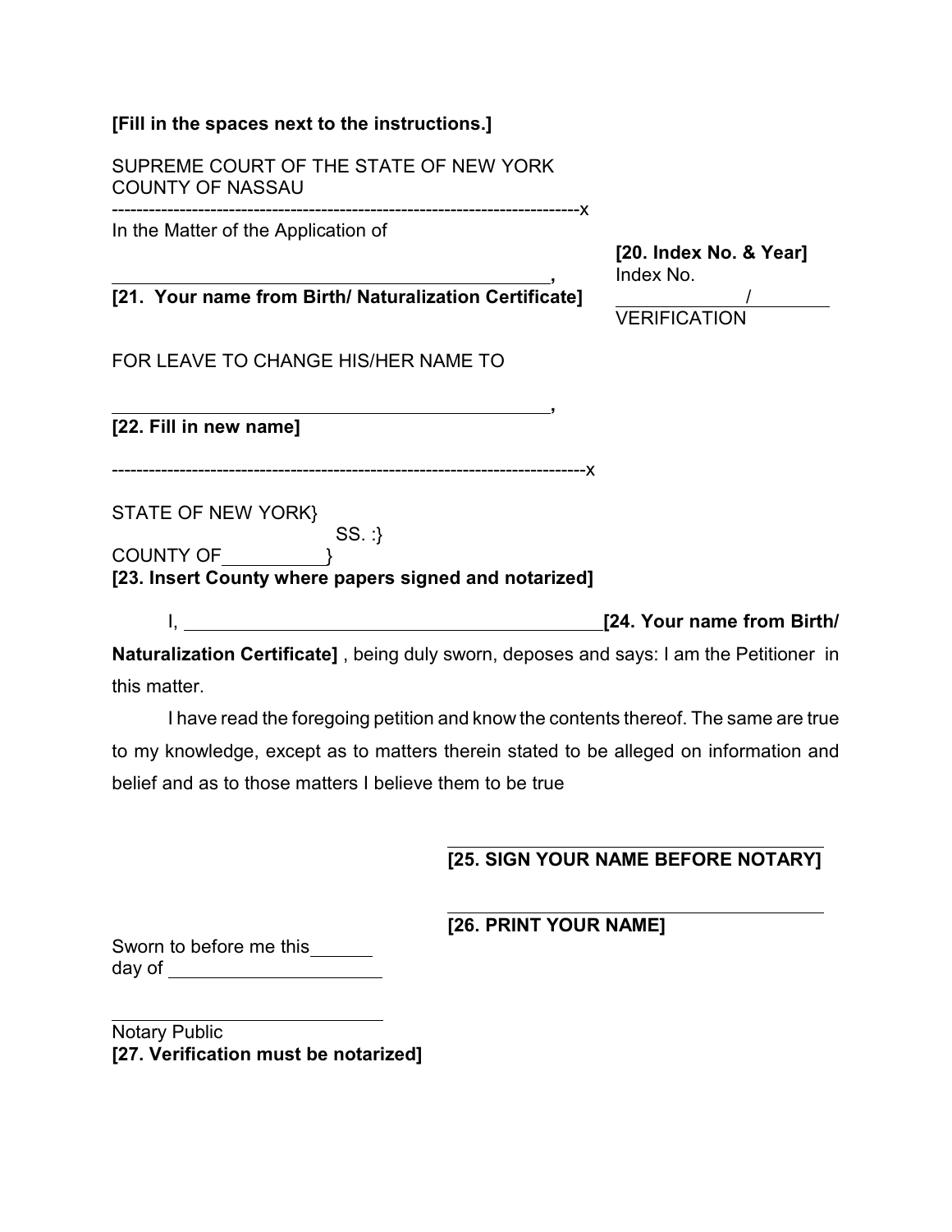**[Fill in the spaces next to the instructions.]**

SUPREME COURT OF THE STATE OF NEW YORK
COUNTY OF NASSAU

----------------------------------------------------------------------------x

In the Matter of the Application of

**[20. Index No. & Year]**
Index No.

_______________ / __________

VERIFICATION

______________________________________________**,**
**[21. Your name from Birth/ Naturalization Certificate]**

FOR LEAVE TO CHANGE HIS/HER NAME TO

______________________________________________**,**
**[22. Fill in new name]**

----------------------------------------------------------------------------x

STATE OF NEW YORK}
SS. :}
COUNTY OF __________}
**[23. Insert County where papers signed and notarized]**

I, ____________________________________________ **[24. Your name from Birth/ Naturalization Certificate]** , being duly sworn, deposes and says: I am the Petitioner in this matter.

I have read the foregoing petition and know the contents thereof. The same are true to my knowledge, except as to matters therein stated to be alleged on information and belief and as to those matters I believe them to be true

______________________________________
**[25. SIGN YOUR NAME BEFORE NOTARY]**

______________________________________
**[26. PRINT YOUR NAME]**

Sworn to before me this ______
day of ____________________

__________________________
Notary Public
**[27. Verification must be notarized]**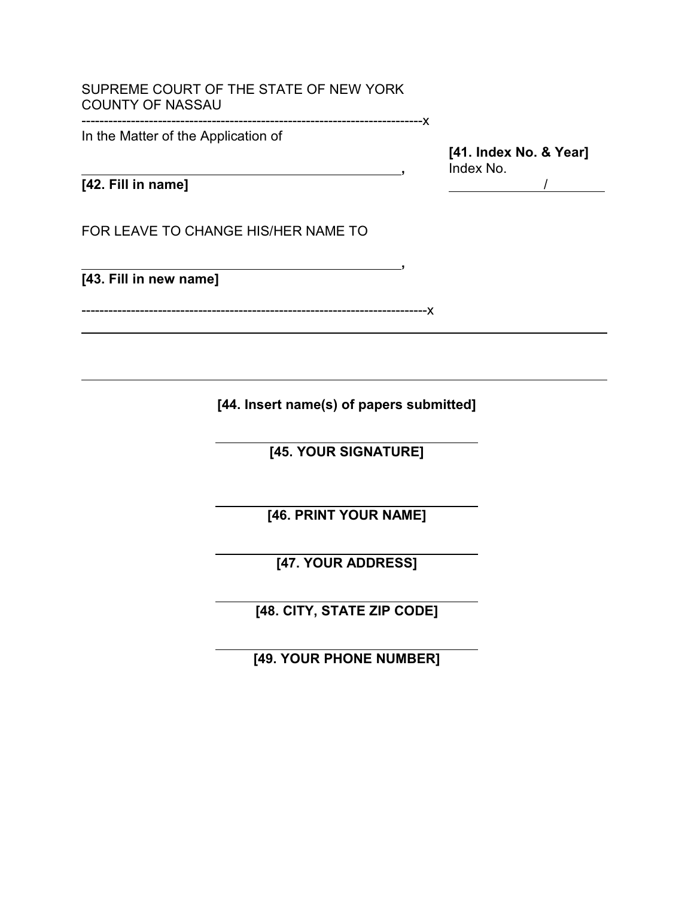SUPREME COURT OF THE STATE OF NEW YORK
COUNTY OF NASSAU

---------------------------------------------------------------------------x

In the Matter of the Application of

**[41. Index No. & Year]**
Index No.
______________/__________

_________________________________________________,
**[42. Fill in name]**

FOR LEAVE TO CHANGE HIS/HER NAME TO

_________________________________________________,
**[43. Fill in new name]**

---------------------------------------------------------------------------x

**[44. Insert name(s) of papers submitted]**

_________________________________
**[45. YOUR SIGNATURE]**

_________________________________
**[46. PRINT YOUR NAME]**

_________________________________
**[47. YOUR ADDRESS]**

_________________________________
**[48. CITY, STATE ZIP CODE]**

_________________________________
**[49. YOUR PHONE NUMBER]**